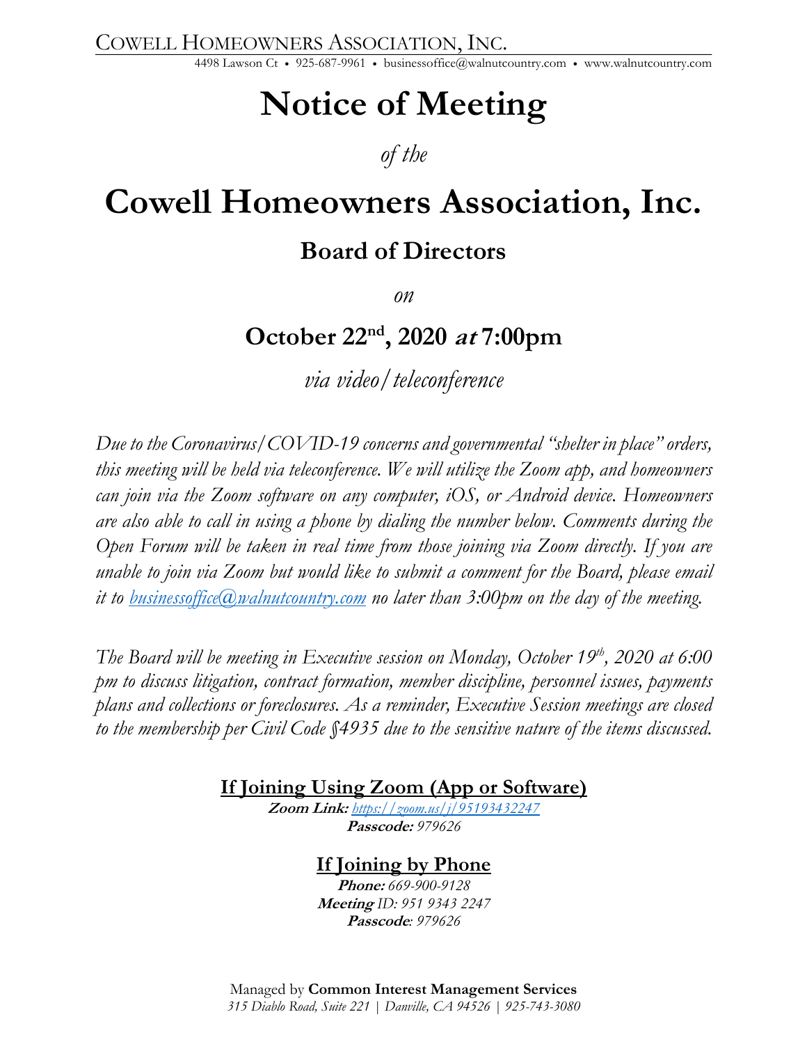COWELL HOMEOWNERS ASSOCIATION, INC.

4498 Lawson Ct • 925-687-9961 • businessoffice@walnutcountry.com • www.walnutcountry.com

# Notice of Meeting

*of the*

# Cowell Homeowners Association, Inc.

## Board of Directors

*on*

## October 22nd, 2020 *at* 7:00pm

*via video/teleconference*

*Due to the Coronavirus/COVID-19 concerns and governmental "shelter in place" orders, this meeting will be held via teleconference. We will utilize the Zoom app, and homeowners can join via the Zoom software on any computer, iOS, or Android device. Homeowners are also able to call in using a phone by dialing the number below. Comments during the Open Forum will be taken in real time from those joining via Zoom directly. If you are unable to join via Zoom but would like to submit a comment for the Board, please email it to businessoffice@walnutcountry.com no later than 3:00pm on the day of the meeting.*

*The Board will be meeting in Executive session on Monday, October 19th, 2020 at 6:00 pm to discuss litigation, contract formation, member discipline, personnel issues, payments plans and collections or foreclosures. As a reminder, Executive Session meetings are closed to the membership per Civil Code §4935 due to the sensitive nature of the items discussed.*

**If Joining Using Zoom (App or Software)**

**Zoom Link:** *https://zoom.us/j/95193432247*
**Passcode:** *979626*

**If Joining by Phone**

**Phone:** *669-900-9128*
**Meeting** *ID: 951 9343 2247*
**Passcode**: *979626*

Managed by **Common Interest Management Services**
*315 Diablo Road, Suite 221 | Danville, CA 94526 | 925-743-3080*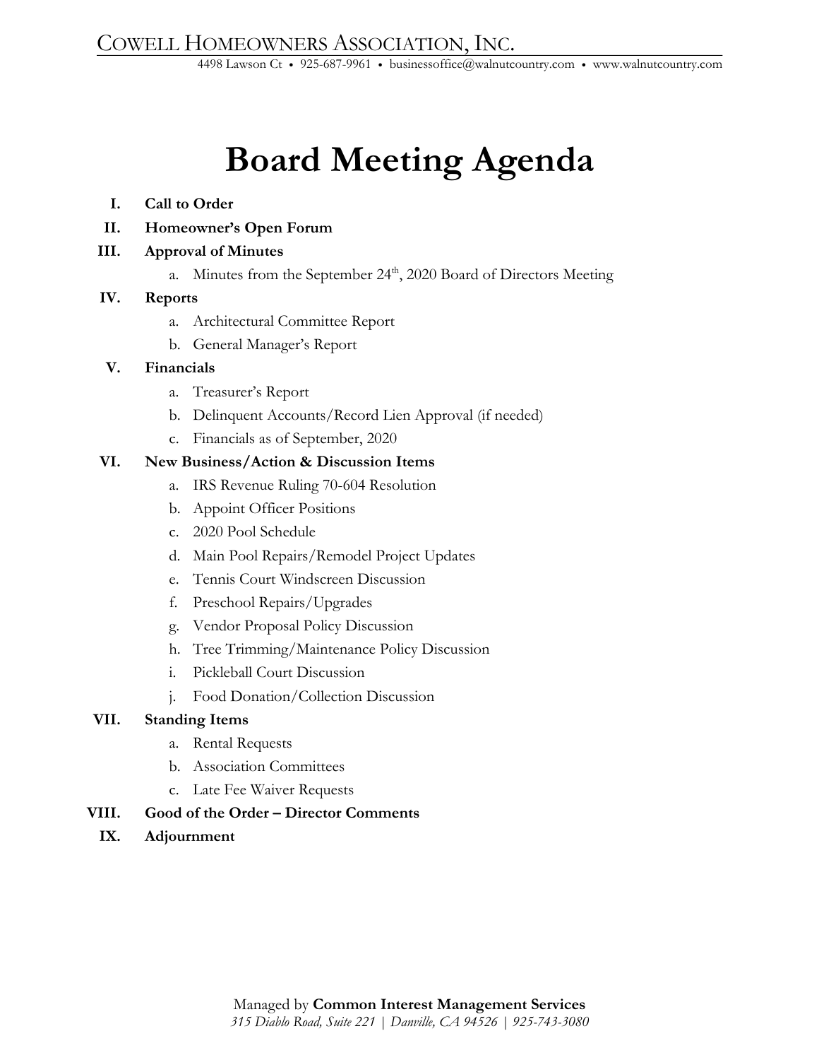COWELL HOMEOWNERS ASSOCIATION, INC.

4498 Lawson Ct • 925-687-9961 • businessoffice@walnutcountry.com • www.walnutcountry.com

# Board Meeting Agenda

I. **Call to Order**

II. **Homeowner's Open Forum**

III. **Approval of Minutes**

   a. Minutes from the September 24th, 2020 Board of Directors Meeting

IV. **Reports**

   a. Architectural Committee Report

   b. General Manager's Report

V. **Financials**

   a. Treasurer's Report

   b. Delinquent Accounts/Record Lien Approval (if needed)

   c. Financials as of September, 2020

VI. **New Business/Action & Discussion Items**

   a. IRS Revenue Ruling 70-604 Resolution

   b. Appoint Officer Positions

   c. 2020 Pool Schedule

   d. Main Pool Repairs/Remodel Project Updates

   e. Tennis Court Windscreen Discussion

   f. Preschool Repairs/Upgrades

   g. Vendor Proposal Policy Discussion

   h. Tree Trimming/Maintenance Policy Discussion

   i. Pickleball Court Discussion

   j. Food Donation/Collection Discussion

VII. **Standing Items**

   a. Rental Requests

   b. Association Committees

   c. Late Fee Waiver Requests

VIII. **Good of the Order – Director Comments**

IX. **Adjournment**

Managed by **Common Interest Management Services**

*315 Diablo Road, Suite 221 | Danville, CA 94526 | 925-743-3080*